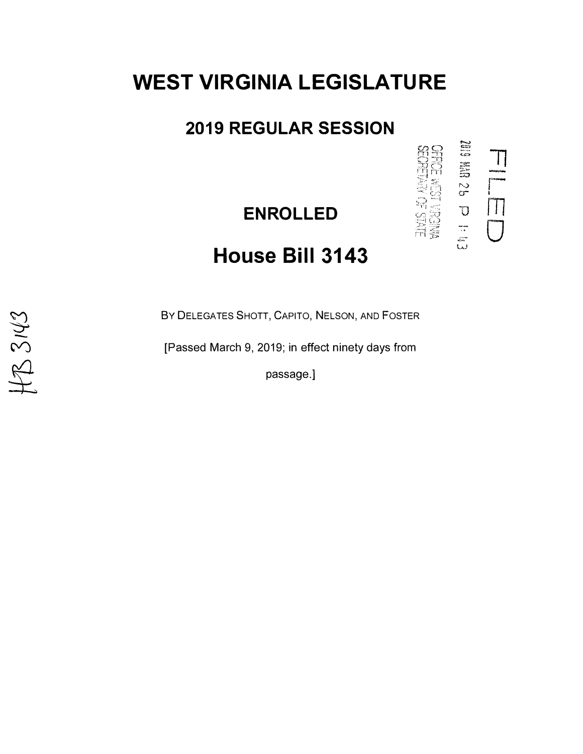# WEST VIRGINIA LEGISLATURE

## 2019 REGULAR SESSION

FILED

2019 MAR 26 P 1:43

OFFICE WEST VIRGINIA SECRETARY OF STATE

## ENROLLED

# House Bill 3143

HB 3143

BY DELEGATES SHOTT, CAPITO, NELSON, AND FOSTER

[Passed March 9, 2019; in effect ninety days from passage.]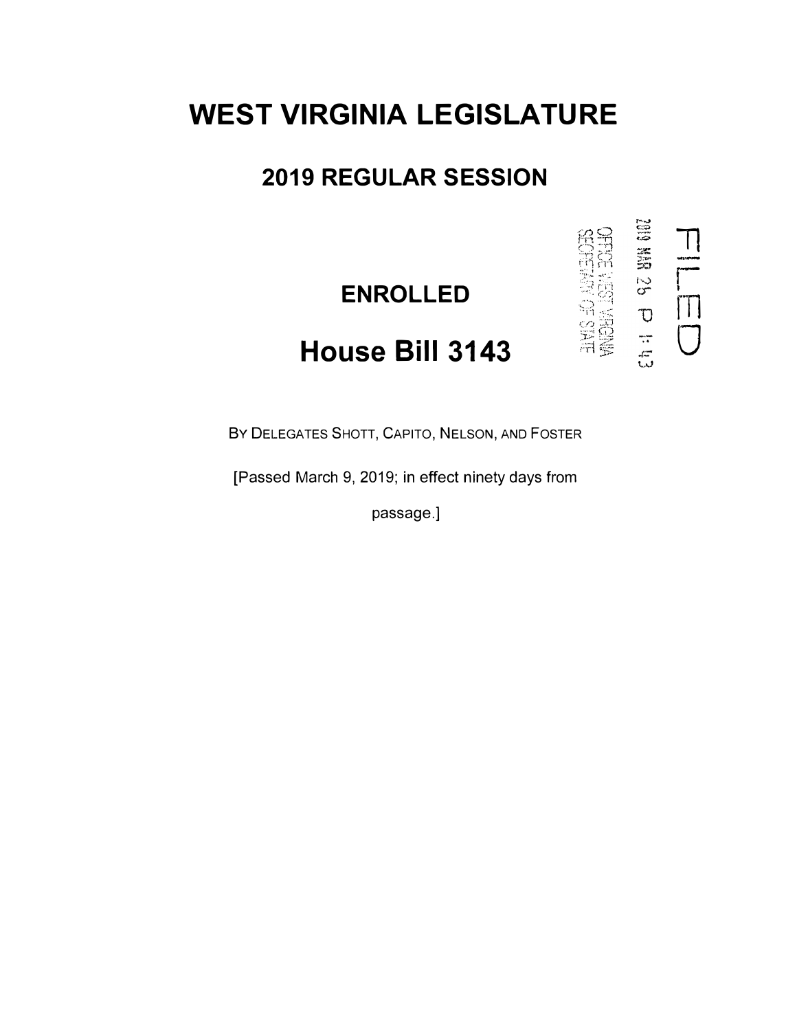# WEST VIRGINIA LEGISLATURE

## 2019 REGULAR SESSION

FILED

2019 MAR 26 P 1:43

OFFICE WEST VIRGINIA SECRETARY OF STATE

### ENROLLED

## House Bill 3143

BY DELEGATES SHOTT, CAPITO, NELSON, AND FOSTER

[Passed March 9, 2019; in effect ninety days from passage.]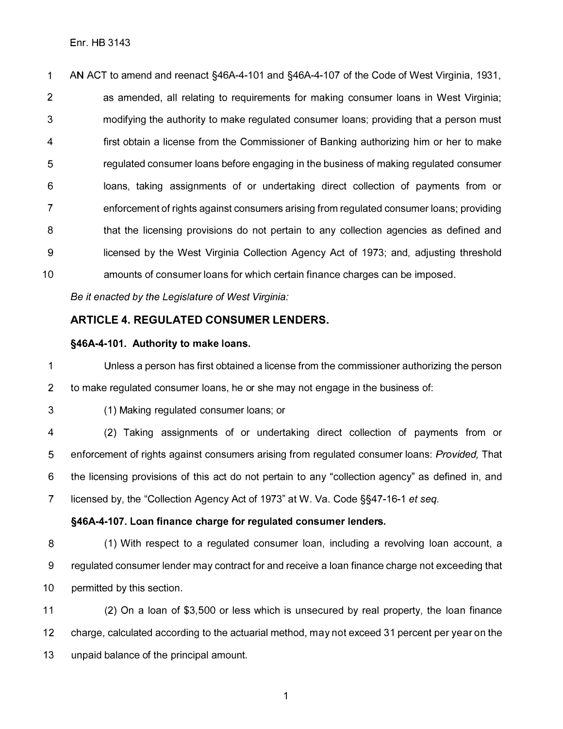Enr. HB 3143

AN ACT to amend and reenact §46A-4-101 and §46A-4-107 of the Code of West Virginia, 1931, as amended, all relating to requirements for making consumer loans in West Virginia; modifying the authority to make regulated consumer loans; providing that a person must first obtain a license from the Commissioner of Banking authorizing him or her to make regulated consumer loans before engaging in the business of making regulated consumer loans, taking assignments of or undertaking direct collection of payments from or enforcement of rights against consumers arising from regulated consumer loans; providing that the licensing provisions do not pertain to any collection agencies as defined and licensed by the West Virginia Collection Agency Act of 1973; and, adjusting threshold amounts of consumer loans for which certain finance charges can be imposed.

*Be it enacted by the Legislature of West Virginia:*

## ARTICLE 4. REGULATED CONSUMER LENDERS.

### §46A-4-101. Authority to make loans.

Unless a person has first obtained a license from the commissioner authorizing the person to make regulated consumer loans, he or she may not engage in the business of:

(1) Making regulated consumer loans; or

(2) Taking assignments of or undertaking direct collection of payments from or enforcement of rights against consumers arising from regulated consumer loans: *Provided,* That the licensing provisions of this act do not pertain to any "collection agency" as defined in, and licensed by, the "Collection Agency Act of 1973" at W. Va. Code §§47-16-1 *et seq.*

### §46A-4-107. Loan finance charge for regulated consumer lenders.

(1) With respect to a regulated consumer loan, including a revolving loan account, a regulated consumer lender may contract for and receive a loan finance charge not exceeding that permitted by this section.

(2) On a loan of $3,500 or less which is unsecured by real property, the loan finance charge, calculated according to the actuarial method, may not exceed 31 percent per year on the unpaid balance of the principal amount.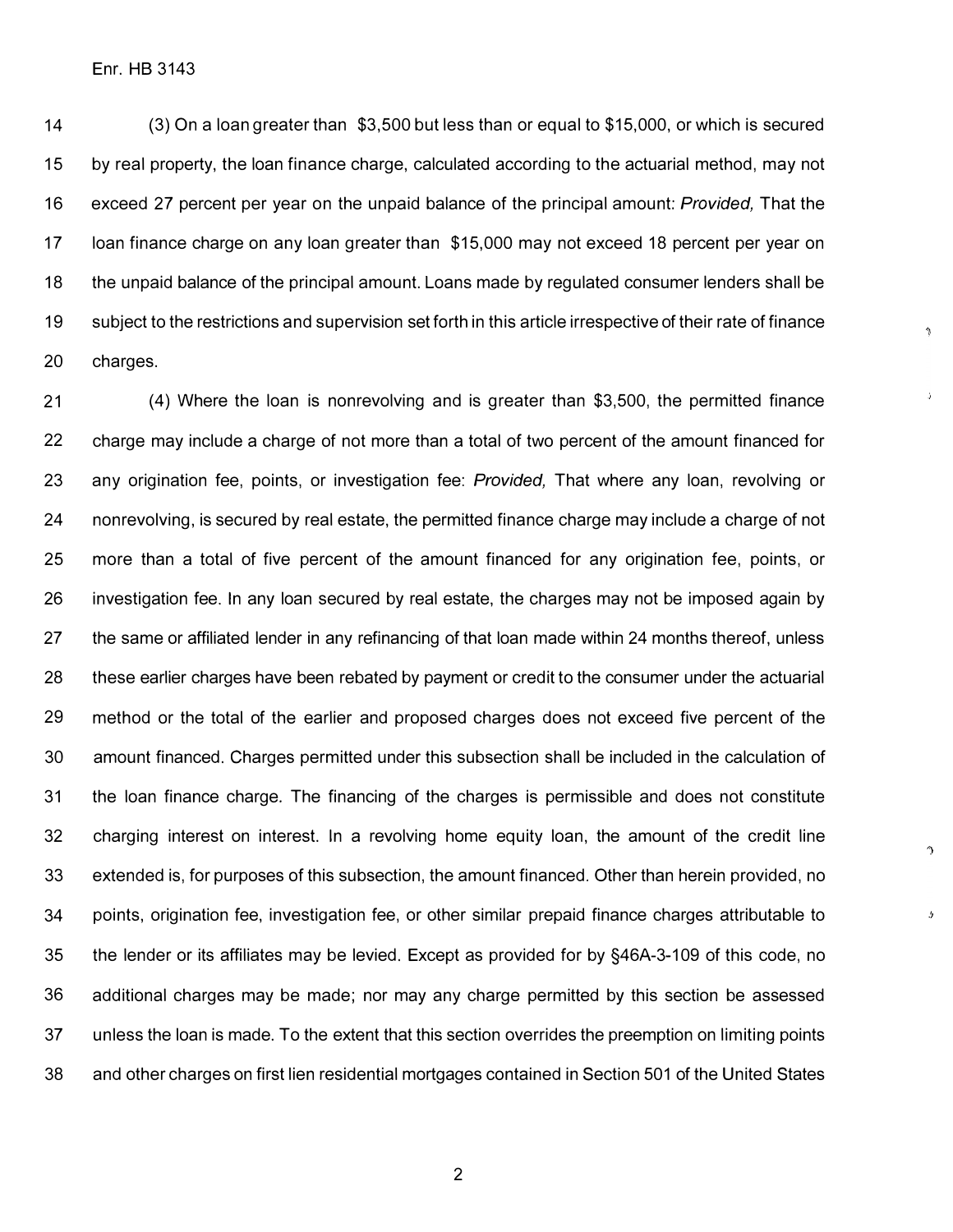(3) On a loan greater than $3,500 but less than or equal to $15,000, or which is secured by real property, the loan finance charge, calculated according to the actuarial method, may not exceed 27 percent per year on the unpaid balance of the principal amount: *Provided,* That the loan finance charge on any loan greater than $15,000 may not exceed 18 percent per year on the unpaid balance of the principal amount. Loans made by regulated consumer lenders shall be subject to the restrictions and supervision set forth in this article irrespective of their rate of finance charges.

(4) Where the loan is nonrevolving and is greater than $3,500, the permitted finance charge may include a charge of not more than a total of two percent of the amount financed for any origination fee, points, or investigation fee: *Provided,* That where any loan, revolving or nonrevolving, is secured by real estate, the permitted finance charge may include a charge of not more than a total of five percent of the amount financed for any origination fee, points, or investigation fee. In any loan secured by real estate, the charges may not be imposed again by the same or affiliated lender in any refinancing of that loan made within 24 months thereof, unless these earlier charges have been rebated by payment or credit to the consumer under the actuarial method or the total of the earlier and proposed charges does not exceed five percent of the amount financed. Charges permitted under this subsection shall be included in the calculation of the loan finance charge. The financing of the charges is permissible and does not constitute charging interest on interest. In a revolving home equity loan, the amount of the credit line extended is, for purposes of this subsection, the amount financed. Other than herein provided, no points, origination fee, investigation fee, or other similar prepaid finance charges attributable to the lender or its affiliates may be levied. Except as provided for by §46A-3-109 of this code, no additional charges may be made; nor may any charge permitted by this section be assessed unless the loan is made. To the extent that this section overrides the preemption on limiting points and other charges on first lien residential mortgages contained in Section 501 of the United States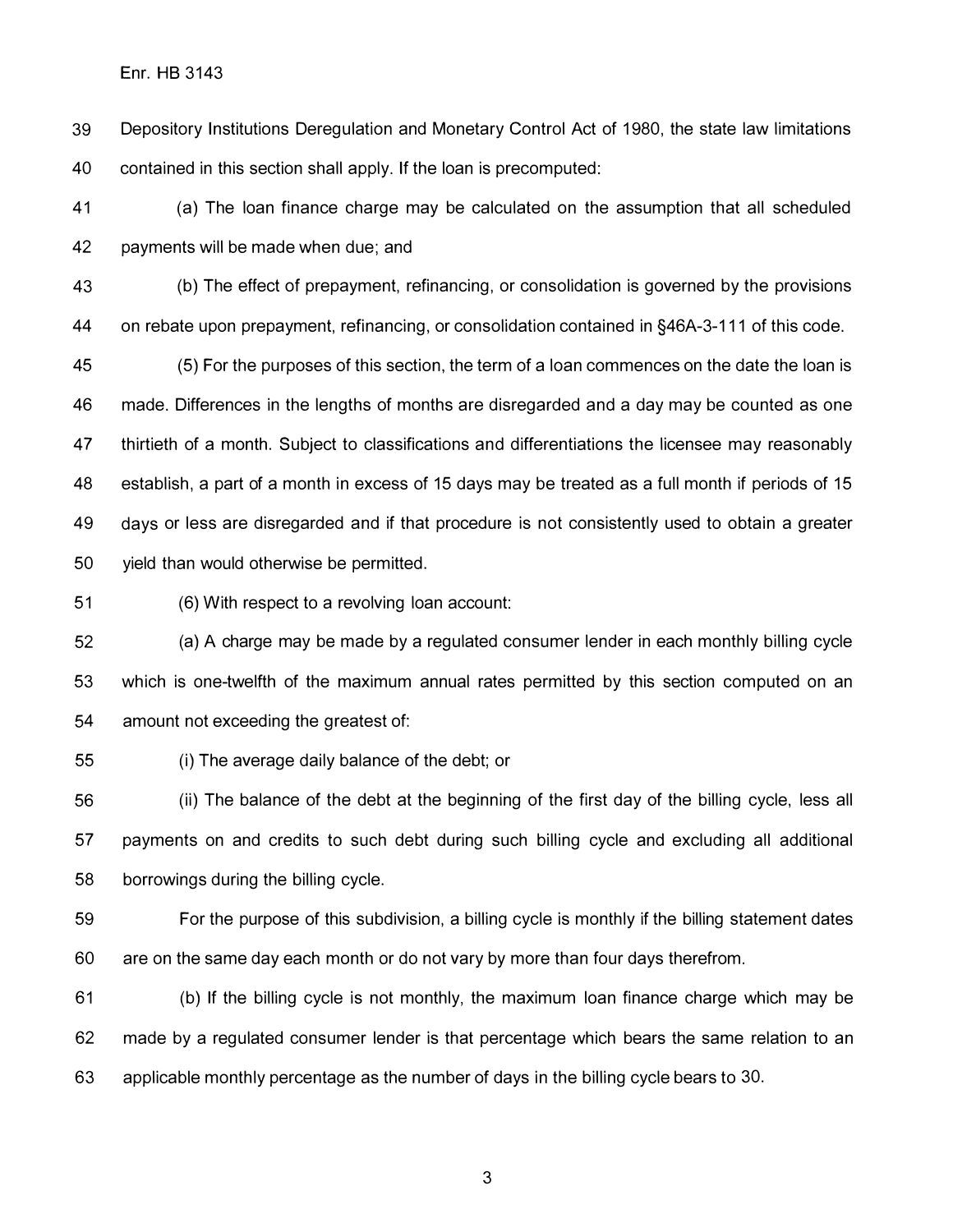Depository Institutions Deregulation and Monetary Control Act of 1980, the state law limitations contained in this section shall apply. If the loan is precomputed:

(a) The loan finance charge may be calculated on the assumption that all scheduled payments will be made when due; and

(b) The effect of prepayment, refinancing, or consolidation is governed by the provisions on rebate upon prepayment, refinancing, or consolidation contained in §46A-3-111 of this code.

(5) For the purposes of this section, the term of a loan commences on the date the loan is made. Differences in the lengths of months are disregarded and a day may be counted as one thirtieth of a month. Subject to classifications and differentiations the licensee may reasonably establish, a part of a month in excess of 15 days may be treated as a full month if periods of 15 days or less are disregarded and if that procedure is not consistently used to obtain a greater yield than would otherwise be permitted.

(6) With respect to a revolving loan account:

(a) A charge may be made by a regulated consumer lender in each monthly billing cycle which is one-twelfth of the maximum annual rates permitted by this section computed on an amount not exceeding the greatest of:

(i) The average daily balance of the debt; or

(ii) The balance of the debt at the beginning of the first day of the billing cycle, less all payments on and credits to such debt during such billing cycle and excluding all additional borrowings during the billing cycle.

For the purpose of this subdivision, a billing cycle is monthly if the billing statement dates are on the same day each month or do not vary by more than four days therefrom.

(b) If the billing cycle is not monthly, the maximum loan finance charge which may be made by a regulated consumer lender is that percentage which bears the same relation to an applicable monthly percentage as the number of days in the billing cycle bears to 30.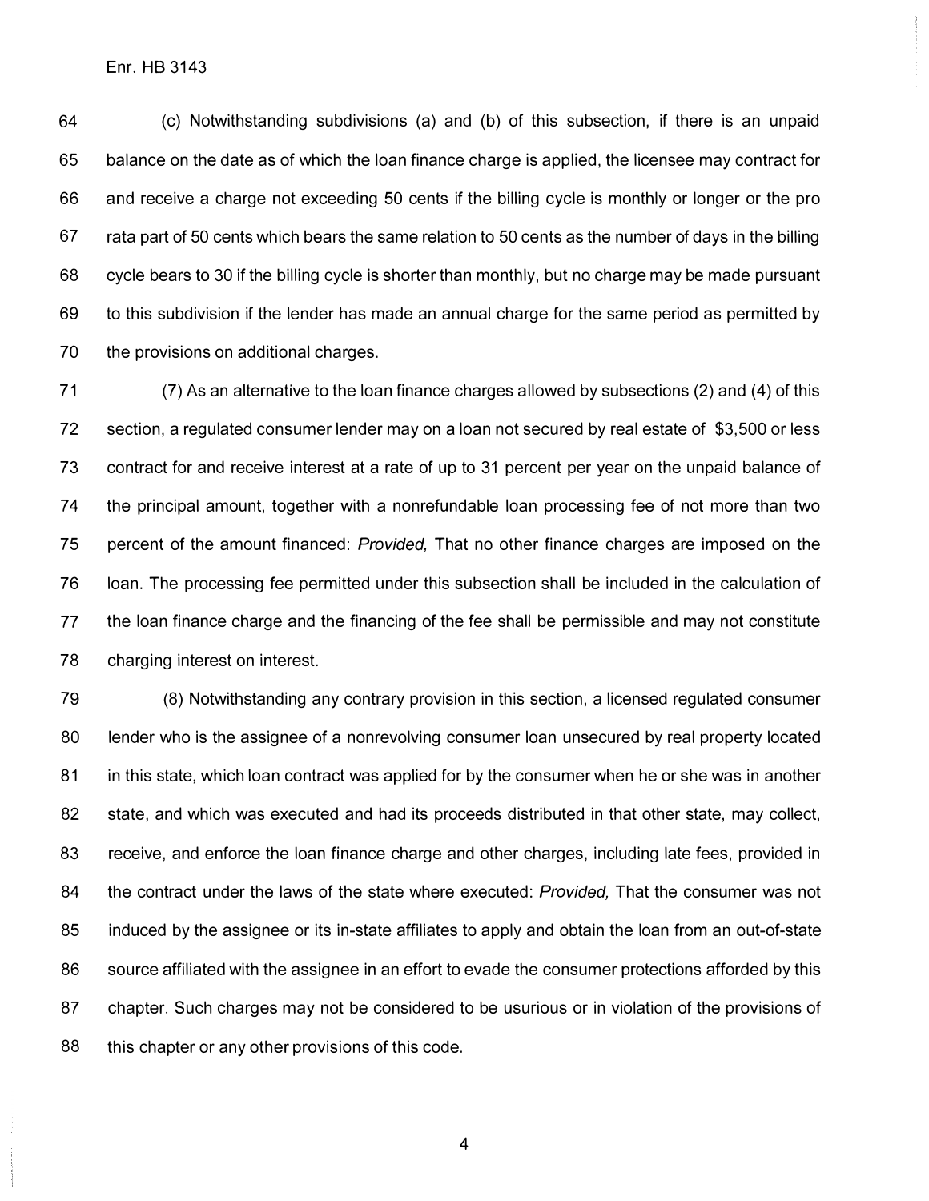(c) Notwithstanding subdivisions (a) and (b) of this subsection, if there is an unpaid balance on the date as of which the loan finance charge is applied, the licensee may contract for and receive a charge not exceeding 50 cents if the billing cycle is monthly or longer or the pro rata part of 50 cents which bears the same relation to 50 cents as the number of days in the billing cycle bears to 30 if the billing cycle is shorter than monthly, but no charge may be made pursuant to this subdivision if the lender has made an annual charge for the same period as permitted by the provisions on additional charges.

(7) As an alternative to the loan finance charges allowed by subsections (2) and (4) of this section, a regulated consumer lender may on a loan not secured by real estate of $3,500 or less contract for and receive interest at a rate of up to 31 percent per year on the unpaid balance of the principal amount, together with a nonrefundable loan processing fee of not more than two percent of the amount financed: *Provided,* That no other finance charges are imposed on the loan. The processing fee permitted under this subsection shall be included in the calculation of the loan finance charge and the financing of the fee shall be permissible and may not constitute charging interest on interest.

(8) Notwithstanding any contrary provision in this section, a licensed regulated consumer lender who is the assignee of a nonrevolving consumer loan unsecured by real property located in this state, which loan contract was applied for by the consumer when he or she was in another state, and which was executed and had its proceeds distributed in that other state, may collect, receive, and enforce the loan finance charge and other charges, including late fees, provided in the contract under the laws of the state where executed: *Provided,* That the consumer was not induced by the assignee or its in-state affiliates to apply and obtain the loan from an out-of-state source affiliated with the assignee in an effort to evade the consumer protections afforded by this chapter. Such charges may not be considered to be usurious or in violation of the provisions of this chapter or any other provisions of this code.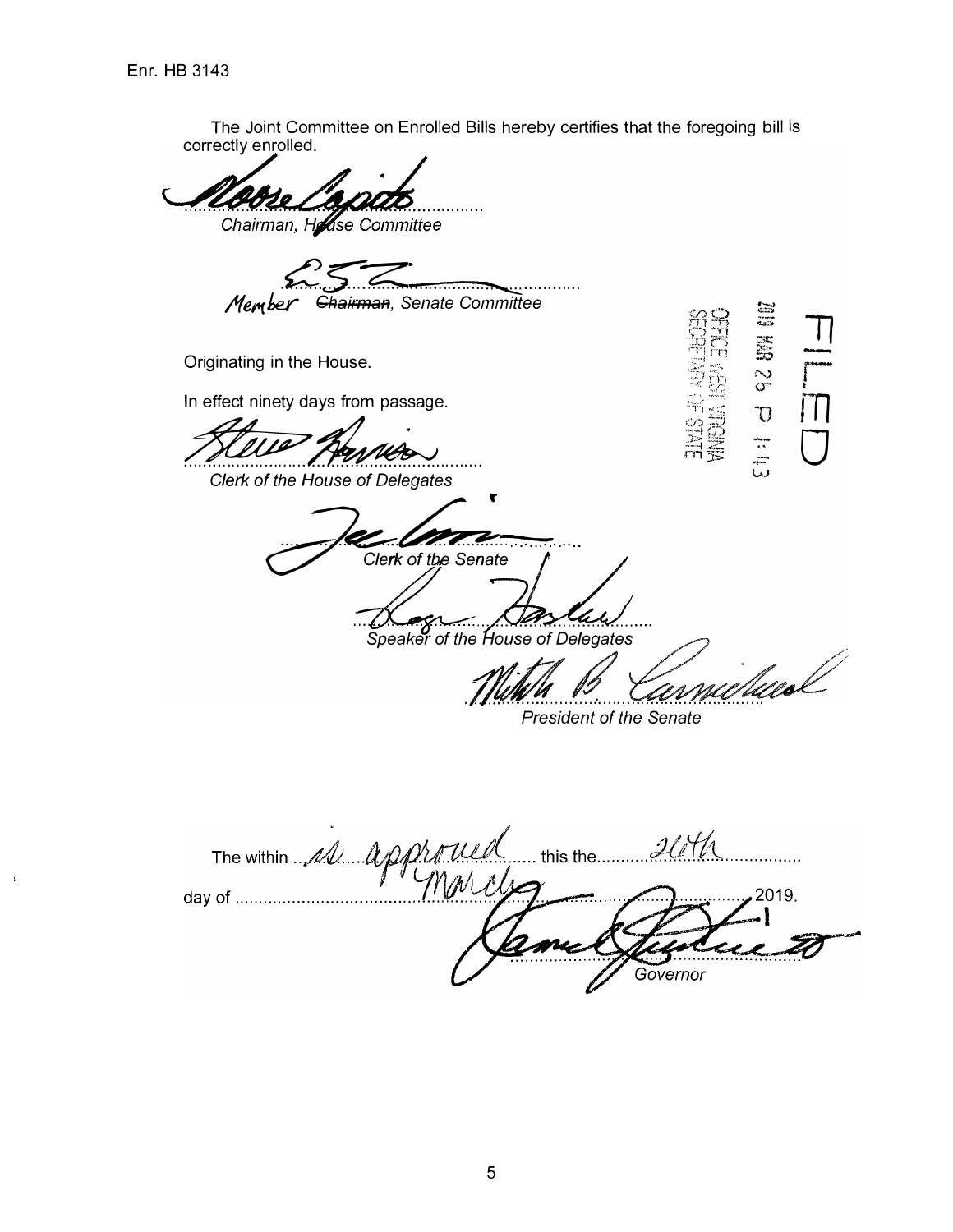Enr. HB 3143

The Joint Committee on Enrolled Bills hereby certifies that the foregoing bill is correctly enrolled.

...............................................
*Chairman, House Committee*

...............................................
Member ~~*Chairman*~~, *Senate Committee*

Originating in the House.

In effect ninety days from passage.

FILED

2019 MAR 26 P 1:43

OFFICE WEST VIRGINIA SECRETARY OF STATE

...............................................
*Clerk of the House of Delegates*

...............................................
*Clerk of the Senate*

...............................................
*Speaker of the House of Delegates*

...............................................
*President of the Senate*

The within is approved this the 26th day of March 2019.

...............................................
*Governor*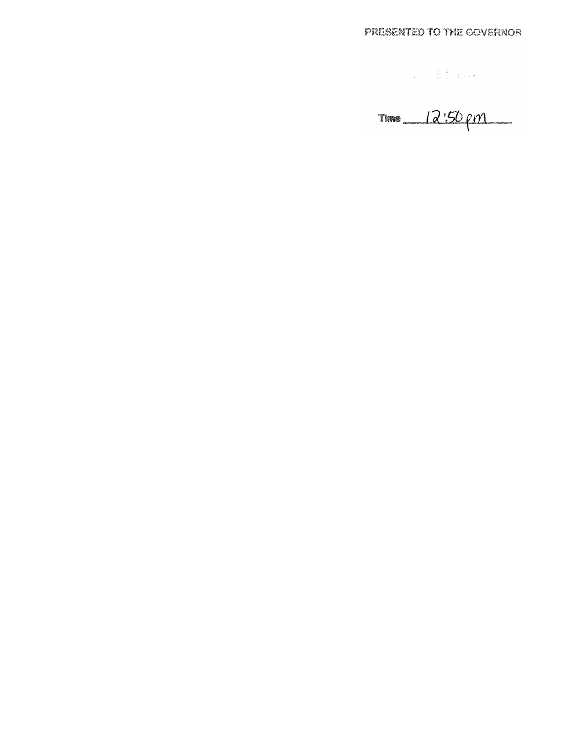PRESENTED TO THE GOVERNOR

Time 12:50 pm